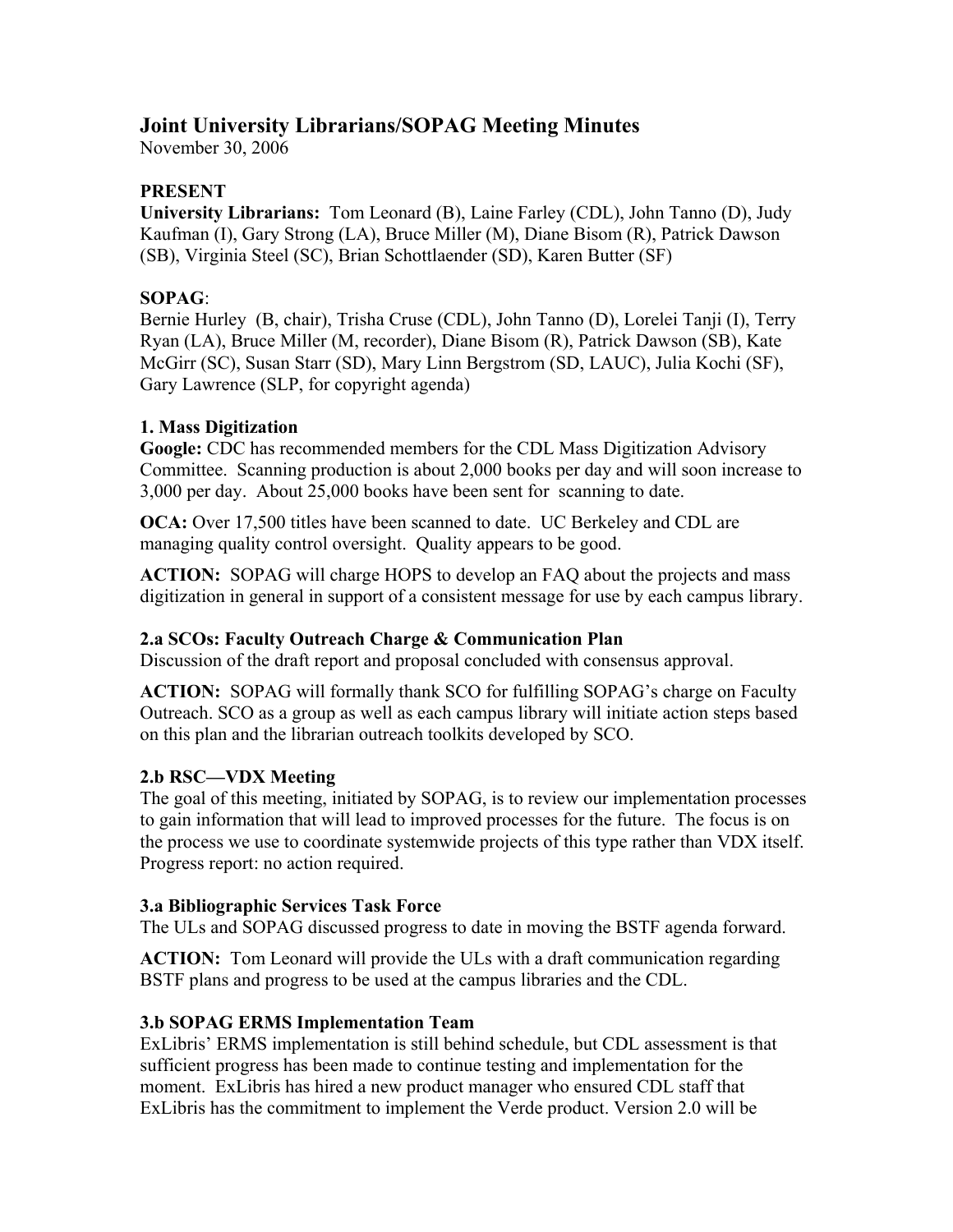# Joint University Librarians/SOPAG Meeting Minutes

November 30, 2006

**PRESENT**

**University Librarians:** Tom Leonard (B), Laine Farley (CDL), John Tanno (D), Judy Kaufman (I), Gary Strong (LA), Bruce Miller (M), Diane Bisom (R), Patrick Dawson (SB), Virginia Steel (SC), Brian Schottlaender (SD), Karen Butter (SF)

**SOPAG**:

Bernie Hurley (B, chair), Trisha Cruse (CDL), John Tanno (D), Lorelei Tanji (I), Terry Ryan (LA), Bruce Miller (M, recorder), Diane Bisom (R), Patrick Dawson (SB), Kate McGirr (SC), Susan Starr (SD), Mary Linn Bergstrom (SD, LAUC), Julia Kochi (SF), Gary Lawrence (SLP, for copyright agenda)

### 1. Mass Digitization

**Google:** CDC has recommended members for the CDL Mass Digitization Advisory Committee. Scanning production is about 2,000 books per day and will soon increase to 3,000 per day. About 25,000 books have been sent for scanning to date.

**OCA:** Over 17,500 titles have been scanned to date. UC Berkeley and CDL are managing quality control oversight. Quality appears to be good.

**ACTION:** SOPAG will charge HOPS to develop an FAQ about the projects and mass digitization in general in support of a consistent message for use by each campus library.

### 2.a SCOs: Faculty Outreach Charge & Communication Plan

Discussion of the draft report and proposal concluded with consensus approval.

**ACTION:** SOPAG will formally thank SCO for fulfilling SOPAG's charge on Faculty Outreach. SCO as a group as well as each campus library will initiate action steps based on this plan and the librarian outreach toolkits developed by SCO.

### 2.b RSC—VDX Meeting

The goal of this meeting, initiated by SOPAG, is to review our implementation processes to gain information that will lead to improved processes for the future. The focus is on the process we use to coordinate systemwide projects of this type rather than VDX itself. Progress report: no action required.

### 3.a Bibliographic Services Task Force

The ULs and SOPAG discussed progress to date in moving the BSTF agenda forward.

**ACTION:** Tom Leonard will provide the ULs with a draft communication regarding BSTF plans and progress to be used at the campus libraries and the CDL.

### 3.b SOPAG ERMS Implementation Team

ExLibris' ERMS implementation is still behind schedule, but CDL assessment is that sufficient progress has been made to continue testing and implementation for the moment. ExLibris has hired a new product manager who ensured CDL staff that ExLibris has the commitment to implement the Verde product. Version 2.0 will be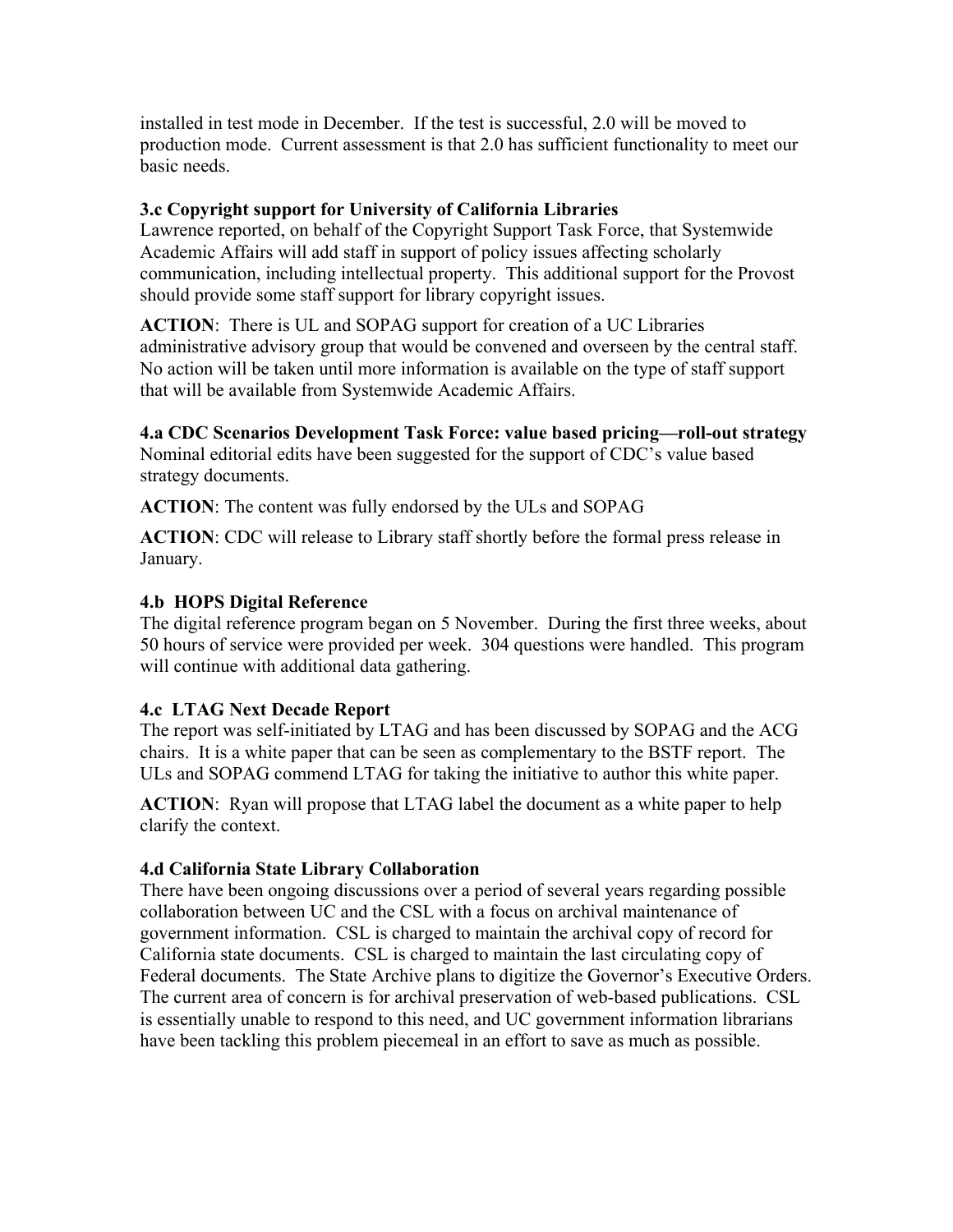installed in test mode in December. If the test is successful, 2.0 will be moved to production mode. Current assessment is that 2.0 has sufficient functionality to meet our basic needs.

**3.c Copyright support for University of California Libraries**

Lawrence reported, on behalf of the Copyright Support Task Force, that Systemwide Academic Affairs will add staff in support of policy issues affecting scholarly communication, including intellectual property. This additional support for the Provost should provide some staff support for library copyright issues.

**ACTION**: There is UL and SOPAG support for creation of a UC Libraries administrative advisory group that would be convened and overseen by the central staff. No action will be taken until more information is available on the type of staff support that will be available from Systemwide Academic Affairs.

**4.a CDC Scenarios Development Task Force: value based pricing—roll-out strategy**

Nominal editorial edits have been suggested for the support of CDC's value based strategy documents.

**ACTION**: The content was fully endorsed by the ULs and SOPAG

**ACTION**: CDC will release to Library staff shortly before the formal press release in January.

**4.b HOPS Digital Reference**

The digital reference program began on 5 November. During the first three weeks, about 50 hours of service were provided per week. 304 questions were handled. This program will continue with additional data gathering.

**4.c LTAG Next Decade Report**

The report was self-initiated by LTAG and has been discussed by SOPAG and the ACG chairs. It is a white paper that can be seen as complementary to the BSTF report. The ULs and SOPAG commend LTAG for taking the initiative to author this white paper.

**ACTION**: Ryan will propose that LTAG label the document as a white paper to help clarify the context.

**4.d California State Library Collaboration**

There have been ongoing discussions over a period of several years regarding possible collaboration between UC and the CSL with a focus on archival maintenance of government information. CSL is charged to maintain the archival copy of record for California state documents. CSL is charged to maintain the last circulating copy of Federal documents. The State Archive plans to digitize the Governor's Executive Orders. The current area of concern is for archival preservation of web-based publications. CSL is essentially unable to respond to this need, and UC government information librarians have been tackling this problem piecemeal in an effort to save as much as possible.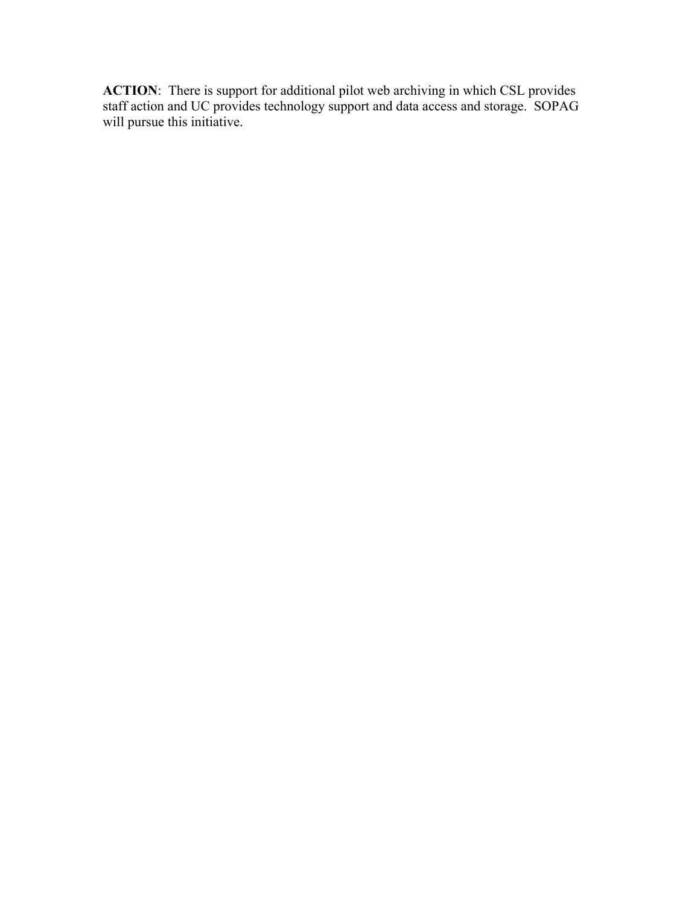**ACTION**: There is support for additional pilot web archiving in which CSL provides staff action and UC provides technology support and data access and storage. SOPAG will pursue this initiative.